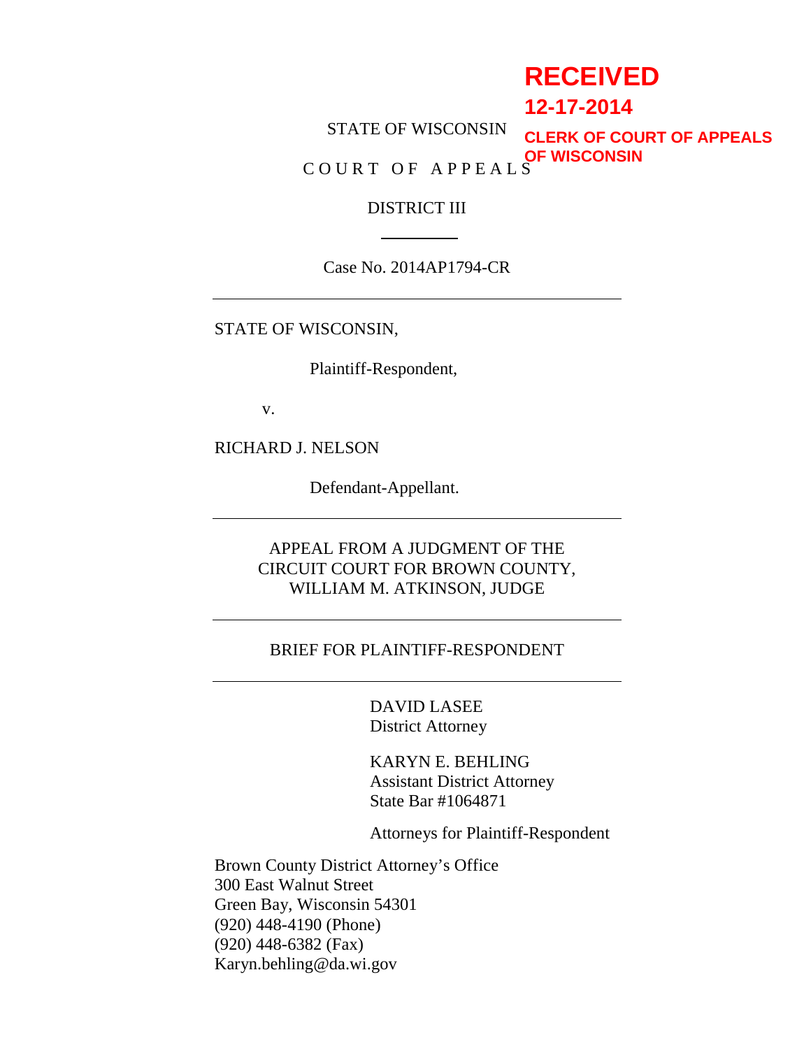RECEIVED

12-17-2014

CLERK OF COURT OF APPEALS OF WISCONSIN

STATE OF WISCONSIN

COURT OF APPEALS

DISTRICT III

---

Case No. 2014AP1794-CR

---

STATE OF WISCONSIN,

Plaintiff-Respondent,

v.

RICHARD J. NELSON

Defendant-Appellant.

---

APPEAL FROM A JUDGMENT OF THE CIRCUIT COURT FOR BROWN COUNTY, WILLIAM M. ATKINSON, JUDGE

---

BRIEF FOR PLAINTIFF-RESPONDENT

---

DAVID LASEE
District Attorney

KARYN E. BEHLING
Assistant District Attorney
State Bar #1064871

Attorneys for Plaintiff-Respondent

Brown County District Attorney's Office
300 East Walnut Street
Green Bay, Wisconsin 54301
(920) 448-4190 (Phone)
(920) 448-6382 (Fax)
Karyn.behling@da.wi.gov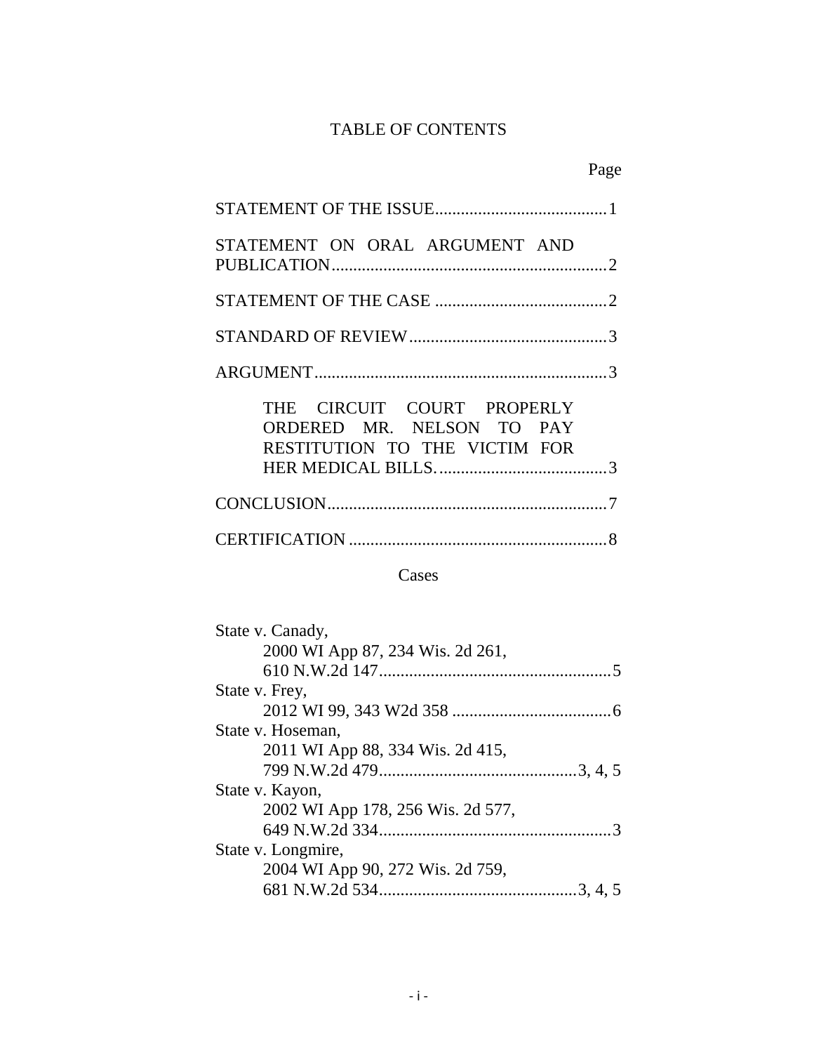# TABLE OF CONTENTS

Page

STATEMENT OF THE ISSUE........................................1

STATEMENT ON ORAL ARGUMENT AND PUBLICATION...............................................................2

STATEMENT OF THE CASE ........................................2

STANDARD OF REVIEW..............................................3

ARGUMENT...................................................................3

THE CIRCUIT COURT PROPERLY ORDERED MR. NELSON TO PAY RESTITUTION TO THE VICTIM FOR HER MEDICAL BILLS........................................3

CONCLUSION.................................................................7

CERTIFICATION ...........................................................8

## Cases

State v. Canady,
2000 WI App 87, 234 Wis. 2d 261,
610 N.W.2d 147......................................................5

State v. Frey,
2012 WI 99, 343 W2d 358 .....................................6

State v. Hoseman,
2011 WI App 88, 334 Wis. 2d 415,
799 N.W.2d 479..............................................3, 4, 5

State v. Kayon,
2002 WI App 178, 256 Wis. 2d 577,
649 N.W.2d 334......................................................3

State v. Longmire,
2004 WI App 90, 272 Wis. 2d 759,
681 N.W.2d 534..............................................3, 4, 5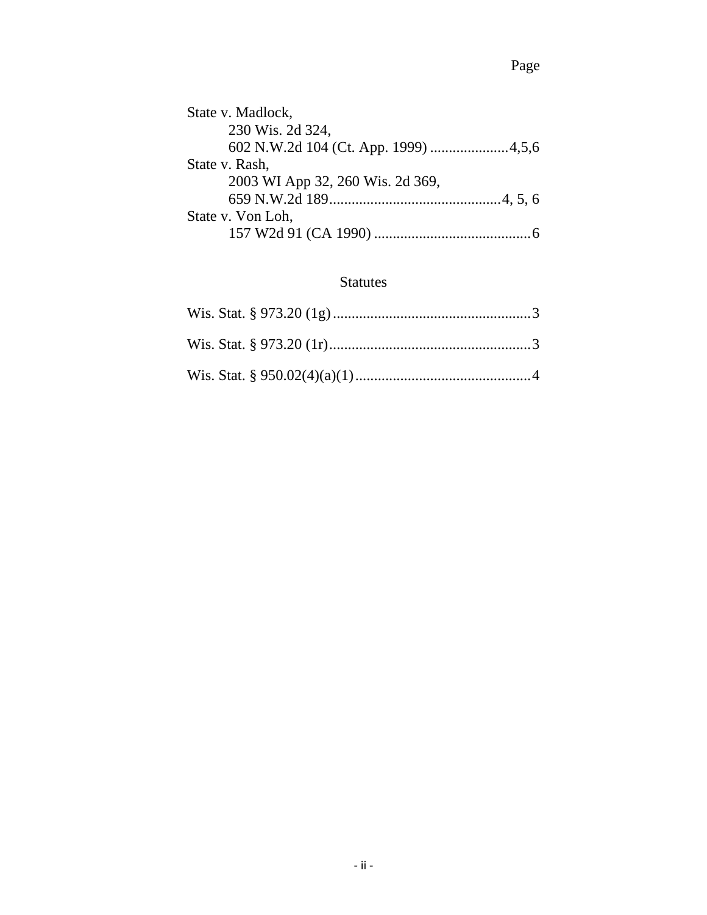Page

State v. Madlock,
230 Wis. 2d 324,
602 N.W.2d 104 (Ct. App. 1999) .....................4,5,6

State v. Rash,
2003 WI App 32, 260 Wis. 2d 369,
659 N.W.2d 189..............................................4, 5, 6

State v. Von Loh,
157 W2d 91 (CA 1990) ..........................................6

## Statutes

Wis. Stat. § 973.20 (1g).....................................................3

Wis. Stat. § 973.20 (1r)......................................................3

Wis. Stat. § 950.02(4)(a)(1)...............................................4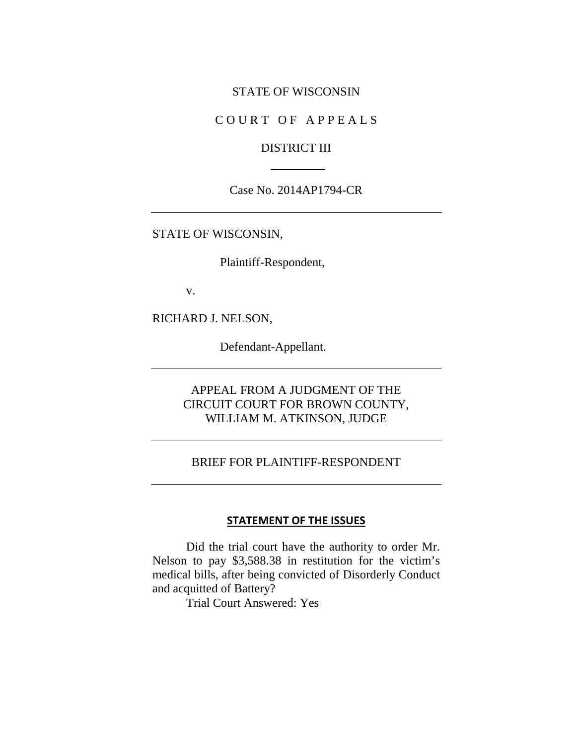STATE OF WISCONSIN

C O U R T O F A P P E A L S

DISTRICT III

Case No. 2014AP1794-CR

---

STATE OF WISCONSIN,

Plaintiff-Respondent,

v.

RICHARD J. NELSON,

Defendant-Appellant.

---

APPEAL FROM A JUDGMENT OF THE CIRCUIT COURT FOR BROWN COUNTY, WILLIAM M. ATKINSON, JUDGE

---

BRIEF FOR PLAINTIFF-RESPONDENT

---

## STATEMENT OF THE ISSUES

Did the trial court have the authority to order Mr. Nelson to pay $3,588.38 in restitution for the victim's medical bills, after being convicted of Disorderly Conduct and acquitted of Battery?

Trial Court Answered: Yes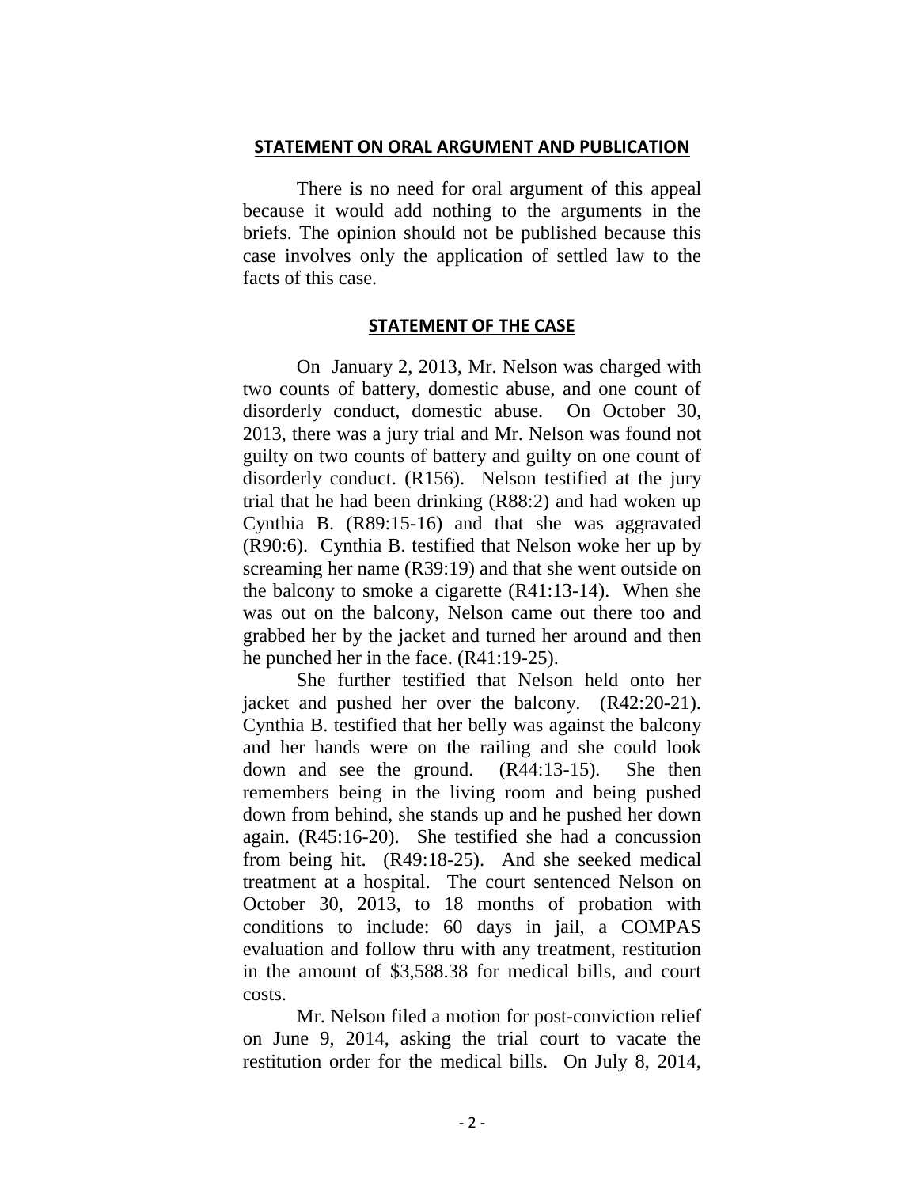## STATEMENT ON ORAL ARGUMENT AND PUBLICATION

There is no need for oral argument of this appeal because it would add nothing to the arguments in the briefs. The opinion should not be published because this case involves only the application of settled law to the facts of this case.

## STATEMENT OF THE CASE

On January 2, 2013, Mr. Nelson was charged with two counts of battery, domestic abuse, and one count of disorderly conduct, domestic abuse. On October 30, 2013, there was a jury trial and Mr. Nelson was found not guilty on two counts of battery and guilty on one count of disorderly conduct. (R156). Nelson testified at the jury trial that he had been drinking (R88:2) and had woken up Cynthia B. (R89:15-16) and that she was aggravated (R90:6). Cynthia B. testified that Nelson woke her up by screaming her name (R39:19) and that she went outside on the balcony to smoke a cigarette (R41:13-14). When she was out on the balcony, Nelson came out there too and grabbed her by the jacket and turned her around and then he punched her in the face. (R41:19-25).

She further testified that Nelson held onto her jacket and pushed her over the balcony. (R42:20-21). Cynthia B. testified that her belly was against the balcony and her hands were on the railing and she could look down and see the ground. (R44:13-15). She then remembers being in the living room and being pushed down from behind, she stands up and he pushed her down again. (R45:16-20). She testified she had a concussion from being hit. (R49:18-25). And she seeked medical treatment at a hospital. The court sentenced Nelson on October 30, 2013, to 18 months of probation with conditions to include: 60 days in jail, a COMPAS evaluation and follow thru with any treatment, restitution in the amount of $3,588.38 for medical bills, and court costs.

Mr. Nelson filed a motion for post-conviction relief on June 9, 2014, asking the trial court to vacate the restitution order for the medical bills. On July 8, 2014,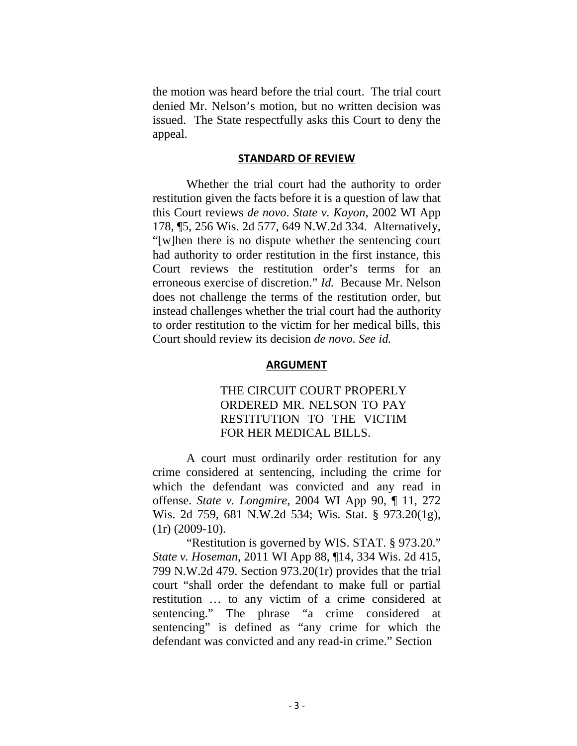the motion was heard before the trial court. The trial court denied Mr. Nelson's motion, but no written decision was issued. The State respectfully asks this Court to deny the appeal.

## STANDARD OF REVIEW

Whether the trial court had the authority to order restitution given the facts before it is a question of law that this Court reviews *de novo*. *State v. Kayon*, 2002 WI App 178, ¶5, 256 Wis. 2d 577, 649 N.W.2d 334. Alternatively, "[w]hen there is no dispute whether the sentencing court had authority to order restitution in the first instance, this Court reviews the restitution order's terms for an erroneous exercise of discretion." *Id.* Because Mr. Nelson does not challenge the terms of the restitution order, but instead challenges whether the trial court had the authority to order restitution to the victim for her medical bills, this Court should review its decision *de novo*. *See id.*

## ARGUMENT

THE CIRCUIT COURT PROPERLY ORDERED MR. NELSON TO PAY RESTITUTION TO THE VICTIM FOR HER MEDICAL BILLS.

A court must ordinarily order restitution for any crime considered at sentencing, including the crime for which the defendant was convicted and any read in offense. *State v. Longmire*, 2004 WI App 90, ¶ 11, 272 Wis. 2d 759, 681 N.W.2d 534; Wis. Stat. § 973.20(1g), (1r) (2009-10).

"Restitution is governed by WIS. STAT. § 973.20." *State v. Hoseman*, 2011 WI App 88, ¶14, 334 Wis. 2d 415, 799 N.W.2d 479. Section 973.20(1r) provides that the trial court "shall order the defendant to make full or partial restitution … to any victim of a crime considered at sentencing." The phrase "a crime considered at sentencing" is defined as "any crime for which the defendant was convicted and any read-in crime." Section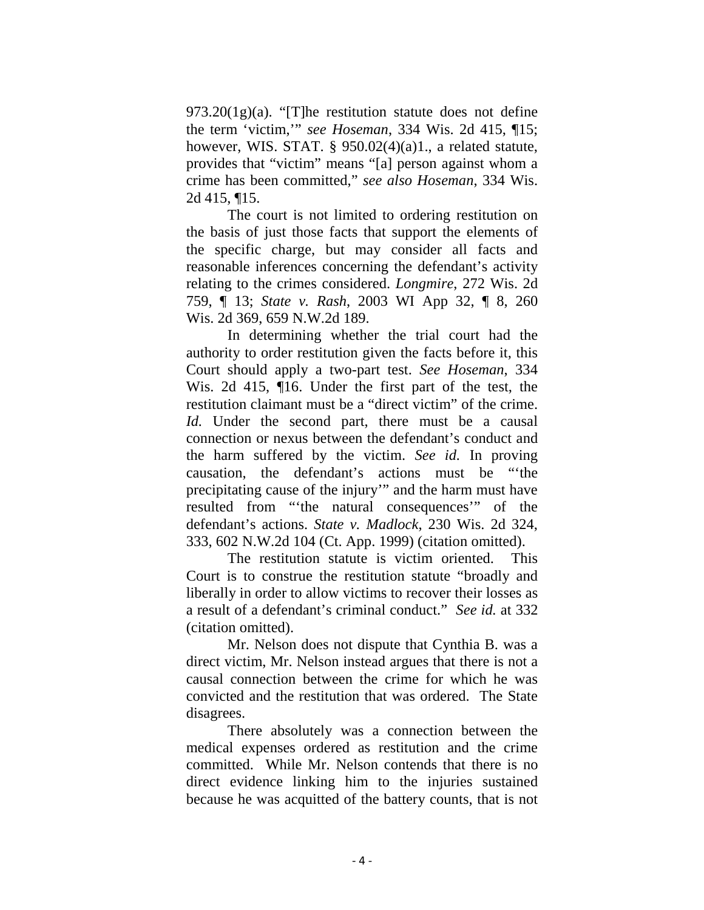973.20(1g)(a). "[T]he restitution statute does not define the term 'victim,'" *see Hoseman*, 334 Wis. 2d 415, ¶15; however, WIS. STAT. § 950.02(4)(a)1., a related statute, provides that "victim" means "[a] person against whom a crime has been committed," *see also Hoseman*, 334 Wis. 2d 415, ¶15.

The court is not limited to ordering restitution on the basis of just those facts that support the elements of the specific charge, but may consider all facts and reasonable inferences concerning the defendant's activity relating to the crimes considered. *Longmire*, 272 Wis. 2d 759, ¶ 13; *State v. Rash*, 2003 WI App 32, ¶ 8, 260 Wis. 2d 369, 659 N.W.2d 189.

In determining whether the trial court had the authority to order restitution given the facts before it, this Court should apply a two-part test. *See Hoseman*, 334 Wis. 2d 415, ¶16. Under the first part of the test, the restitution claimant must be a "direct victim" of the crime. *Id.* Under the second part, there must be a causal connection or nexus between the defendant's conduct and the harm suffered by the victim. *See id.* In proving causation, the defendant's actions must be "'the precipitating cause of the injury'" and the harm must have resulted from "'the natural consequences'" of the defendant's actions. *State v. Madlock*, 230 Wis. 2d 324, 333, 602 N.W.2d 104 (Ct. App. 1999) (citation omitted).

The restitution statute is victim oriented. This Court is to construe the restitution statute "broadly and liberally in order to allow victims to recover their losses as a result of a defendant's criminal conduct." *See id.* at 332 (citation omitted).

Mr. Nelson does not dispute that Cynthia B. was a direct victim, Mr. Nelson instead argues that there is not a causal connection between the crime for which he was convicted and the restitution that was ordered. The State disagrees.

There absolutely was a connection between the medical expenses ordered as restitution and the crime committed. While Mr. Nelson contends that there is no direct evidence linking him to the injuries sustained because he was acquitted of the battery counts, that is not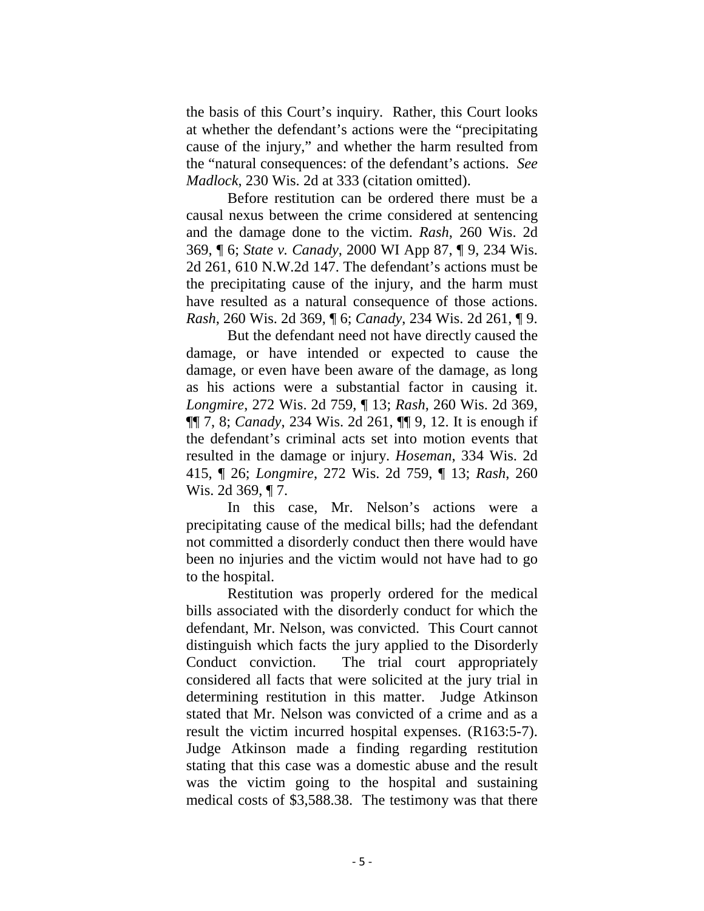the basis of this Court's inquiry. Rather, this Court looks at whether the defendant's actions were the "precipitating cause of the injury," and whether the harm resulted from the "natural consequences: of the defendant's actions. *See Madlock*, 230 Wis. 2d at 333 (citation omitted).

Before restitution can be ordered there must be a causal nexus between the crime considered at sentencing and the damage done to the victim. *Rash*, 260 Wis. 2d 369, ¶ 6; *State v. Canady*, 2000 WI App 87, ¶ 9, 234 Wis. 2d 261, 610 N.W.2d 147. The defendant's actions must be the precipitating cause of the injury, and the harm must have resulted as a natural consequence of those actions. *Rash*, 260 Wis. 2d 369, ¶ 6; *Canady*, 234 Wis. 2d 261, ¶ 9.

But the defendant need not have directly caused the damage, or have intended or expected to cause the damage, or even have been aware of the damage, as long as his actions were a substantial factor in causing it. *Longmire*, 272 Wis. 2d 759, ¶ 13; *Rash*, 260 Wis. 2d 369, ¶¶ 7, 8; *Canady*, 234 Wis. 2d 261, ¶¶ 9, 12. It is enough if the defendant's criminal acts set into motion events that resulted in the damage or injury. *Hoseman*, 334 Wis. 2d 415, ¶ 26; *Longmire*, 272 Wis. 2d 759, ¶ 13; *Rash*, 260 Wis. 2d 369, ¶ 7.

In this case, Mr. Nelson's actions were a precipitating cause of the medical bills; had the defendant not committed a disorderly conduct then there would have been no injuries and the victim would not have had to go to the hospital.

Restitution was properly ordered for the medical bills associated with the disorderly conduct for which the defendant, Mr. Nelson, was convicted. This Court cannot distinguish which facts the jury applied to the Disorderly Conduct conviction. The trial court appropriately considered all facts that were solicited at the jury trial in determining restitution in this matter. Judge Atkinson stated that Mr. Nelson was convicted of a crime and as a result the victim incurred hospital expenses. (R163:5-7). Judge Atkinson made a finding regarding restitution stating that this case was a domestic abuse and the result was the victim going to the hospital and sustaining medical costs of $3,588.38. The testimony was that there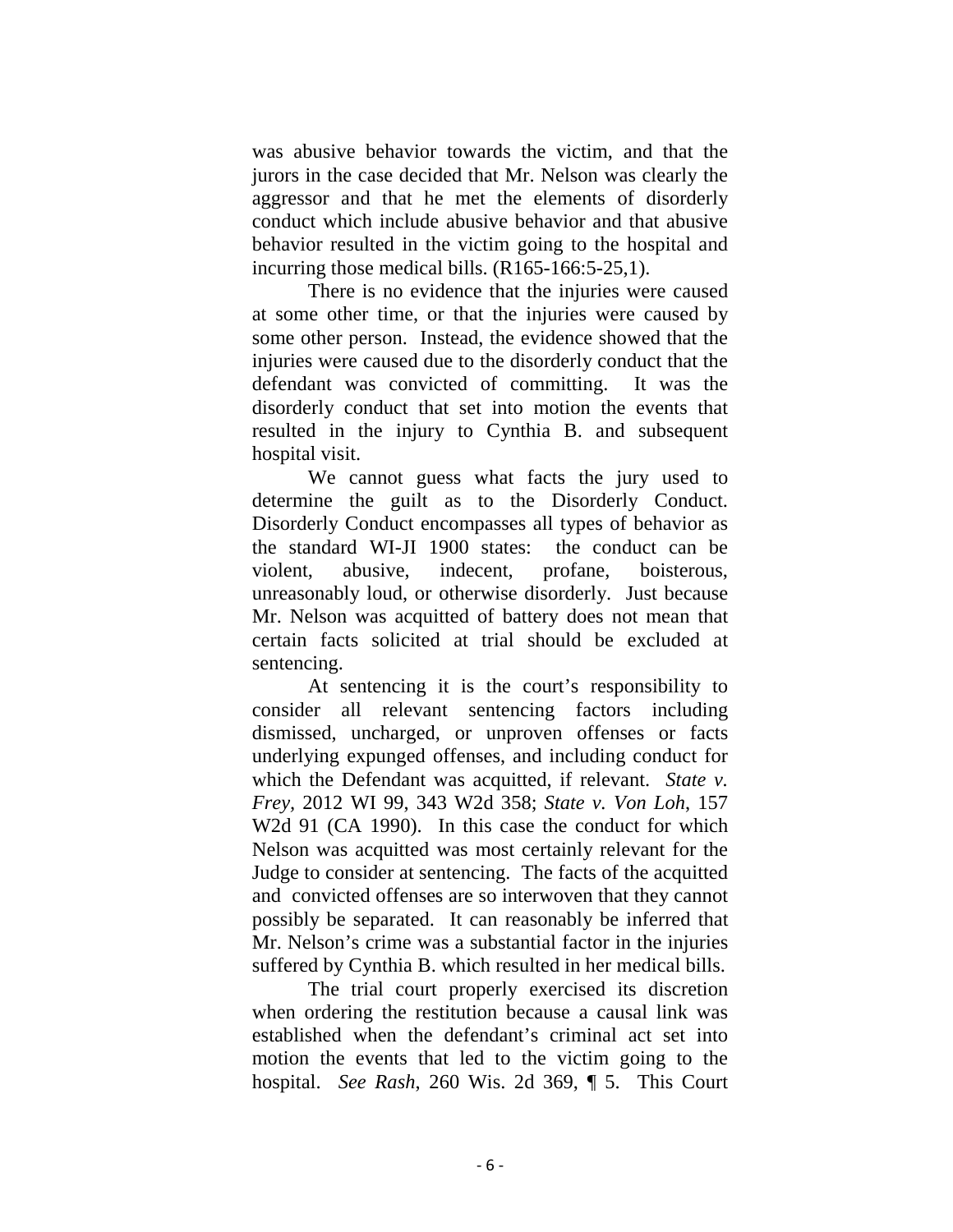was abusive behavior towards the victim, and that the jurors in the case decided that Mr. Nelson was clearly the aggressor and that he met the elements of disorderly conduct which include abusive behavior and that abusive behavior resulted in the victim going to the hospital and incurring those medical bills. (R165-166:5-25,1).

There is no evidence that the injuries were caused at some other time, or that the injuries were caused by some other person. Instead, the evidence showed that the injuries were caused due to the disorderly conduct that the defendant was convicted of committing. It was the disorderly conduct that set into motion the events that resulted in the injury to Cynthia B. and subsequent hospital visit.

We cannot guess what facts the jury used to determine the guilt as to the Disorderly Conduct. Disorderly Conduct encompasses all types of behavior as the standard WI-JI 1900 states: the conduct can be violent, abusive, indecent, profane, boisterous, unreasonably loud, or otherwise disorderly. Just because Mr. Nelson was acquitted of battery does not mean that certain facts solicited at trial should be excluded at sentencing.

At sentencing it is the court's responsibility to consider all relevant sentencing factors including dismissed, uncharged, or unproven offenses or facts underlying expunged offenses, and including conduct for which the Defendant was acquitted, if relevant. *State v. Frey,* 2012 WI 99, 343 W2d 358; *State v. Von Loh*, 157 W2d 91 (CA 1990). In this case the conduct for which Nelson was acquitted was most certainly relevant for the Judge to consider at sentencing. The facts of the acquitted and convicted offenses are so interwoven that they cannot possibly be separated. It can reasonably be inferred that Mr. Nelson's crime was a substantial factor in the injuries suffered by Cynthia B. which resulted in her medical bills.

The trial court properly exercised its discretion when ordering the restitution because a causal link was established when the defendant's criminal act set into motion the events that led to the victim going to the hospital. *See Rash*, 260 Wis. 2d 369, ¶ 5. This Court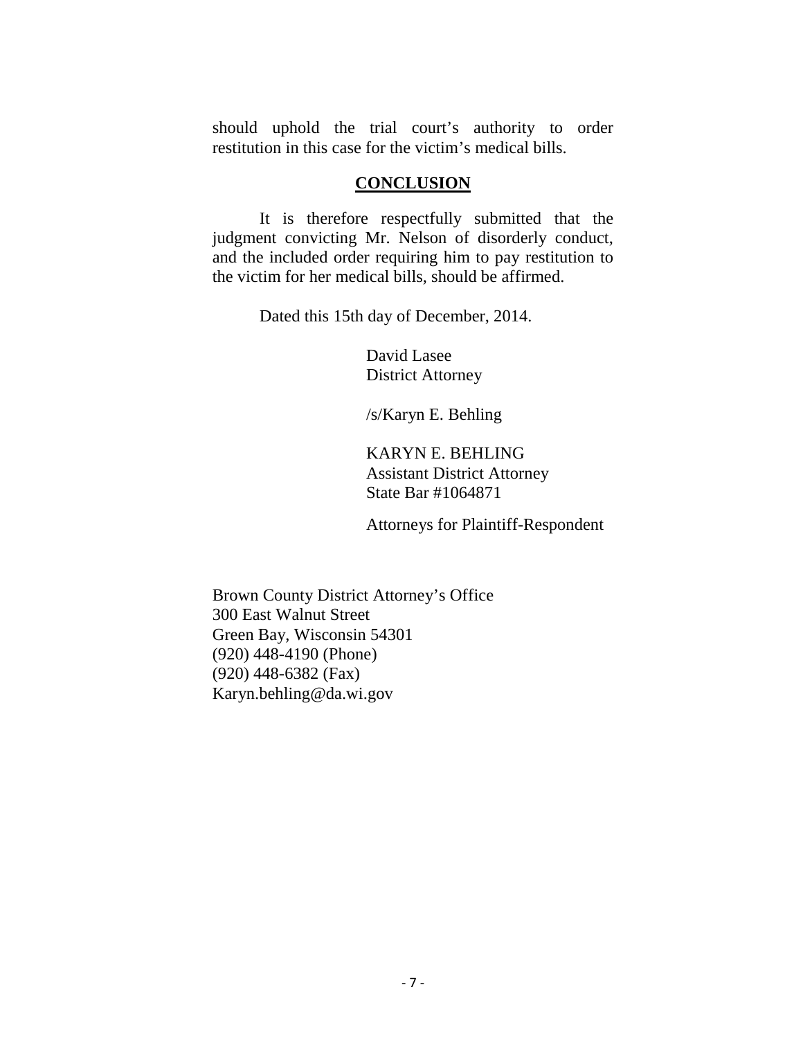should uphold the trial court's authority to order restitution in this case for the victim's medical bills.

## CONCLUSION

It is therefore respectfully submitted that the judgment convicting Mr. Nelson of disorderly conduct, and the included order requiring him to pay restitution to the victim for her medical bills, should be affirmed.

Dated this 15th day of December, 2014.

David Lasee
District Attorney

/s/Karyn E. Behling

KARYN E. BEHLING
Assistant District Attorney
State Bar #1064871

Attorneys for Plaintiff-Respondent

Brown County District Attorney's Office
300 East Walnut Street
Green Bay, Wisconsin 54301
(920) 448-4190 (Phone)
(920) 448-6382 (Fax)
Karyn.behling@da.wi.gov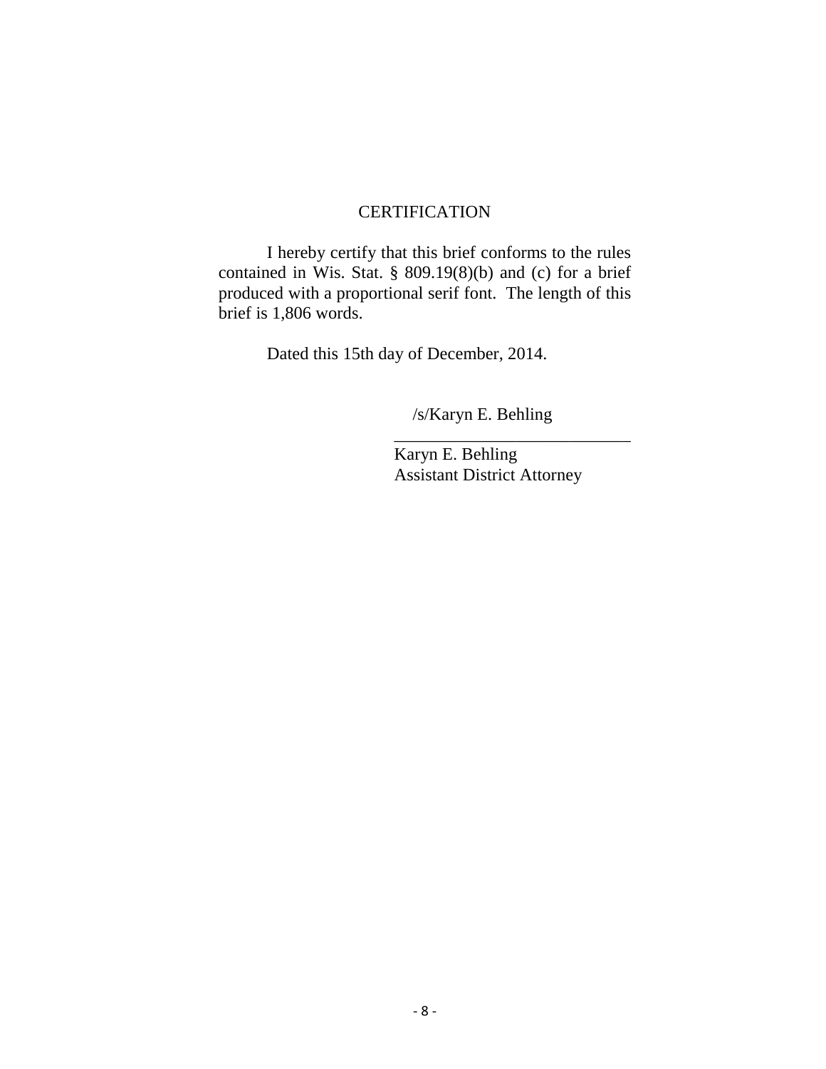## CERTIFICATION

I hereby certify that this brief conforms to the rules contained in Wis. Stat. § 809.19(8)(b) and (c) for a brief produced with a proportional serif font. The length of this brief is 1,806 words.

Dated this 15th day of December, 2014.

/s/Karyn E. Behling

\_\_\_\_\_\_\_\_\_\_\_\_\_\_\_\_\_\_\_\_\_\_\_\_\_\_\_\_

Karyn E. Behling
Assistant District Attorney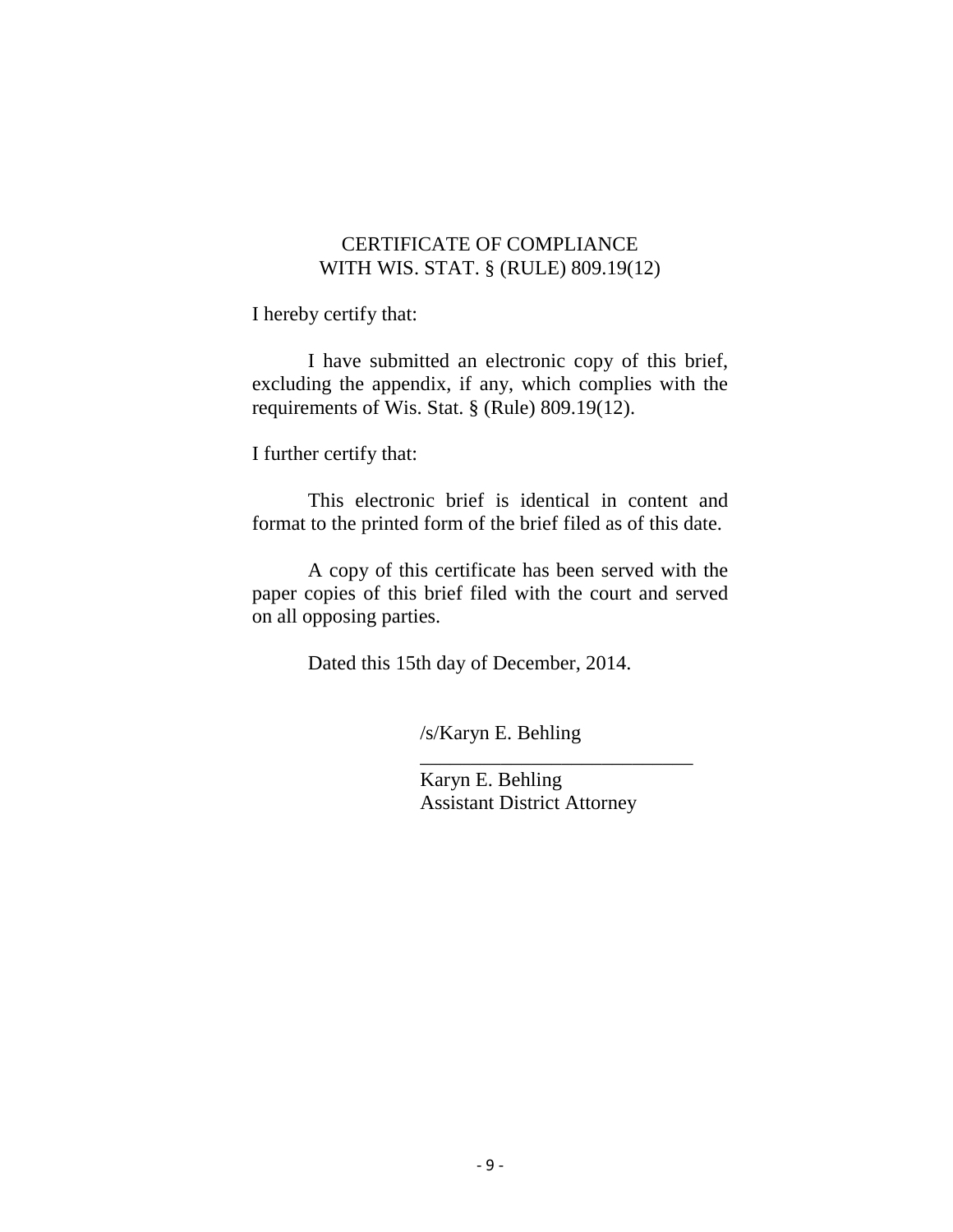## CERTIFICATE OF COMPLIANCE WITH WIS. STAT. § (RULE) 809.19(12)

I hereby certify that:

I have submitted an electronic copy of this brief, excluding the appendix, if any, which complies with the requirements of Wis. Stat. § (Rule) 809.19(12).

I further certify that:

This electronic brief is identical in content and format to the printed form of the brief filed as of this date.

A copy of this certificate has been served with the paper copies of this brief filed with the court and served on all opposing parties.

Dated this 15th day of December, 2014.

/s/Karyn E. Behling

___________________________

Karyn E. Behling
Assistant District Attorney